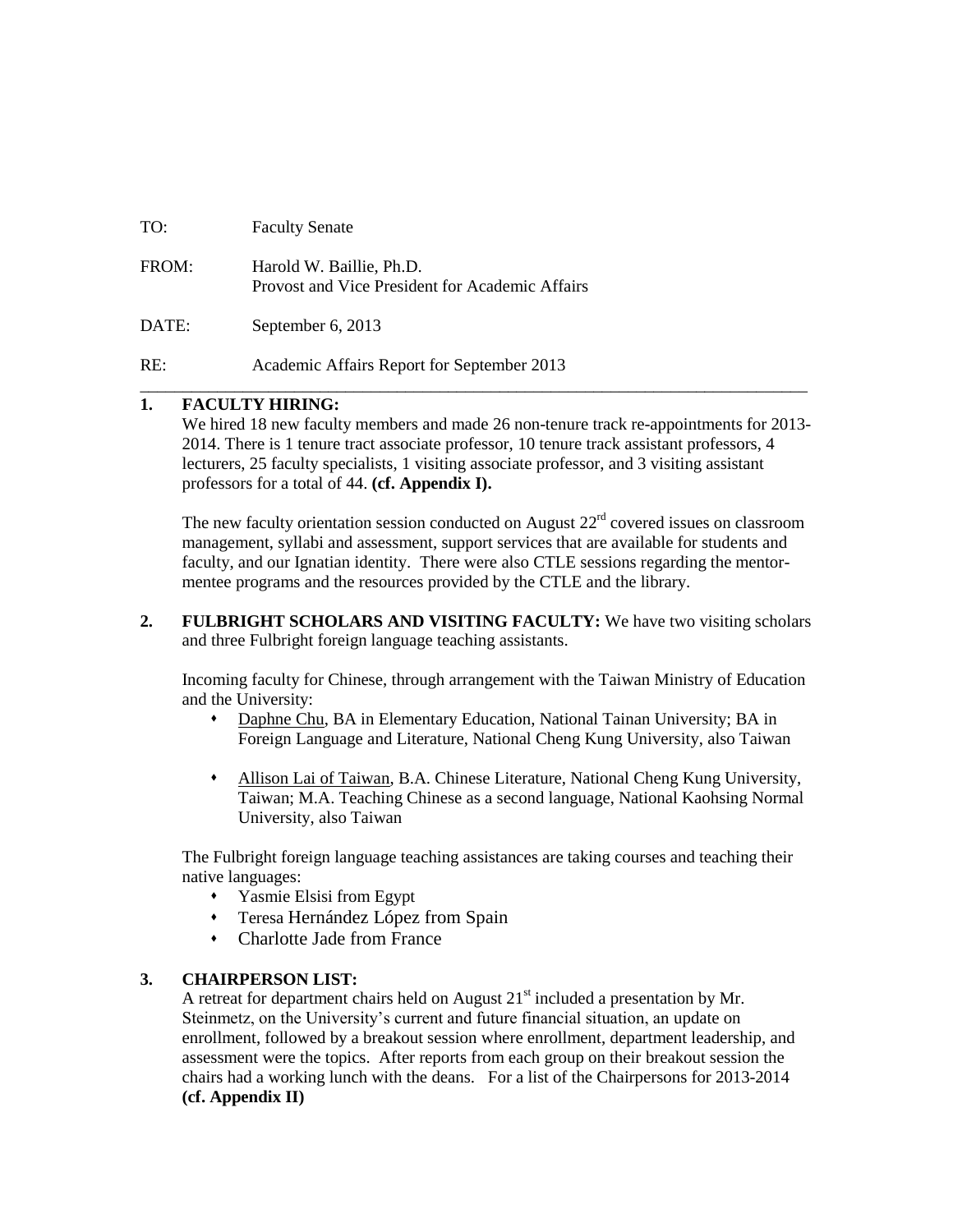TO: Faculty Senate

FROM: Harold W. Baillie, Ph.D.  
Provost and Vice President for Academic Affairs

DATE: September 6, 2013

RE: Academic Affairs Report for September 2013

---

## 1. FACULTY HIRING:

We hired 18 new faculty members and made 26 non-tenure track re-appointments for 2013-2014. There is 1 tenure tract associate professor, 10 tenure track assistant professors, 4 lecturers, 25 faculty specialists, 1 visiting associate professor, and 3 visiting assistant professors for a total of 44. **(cf. Appendix I).**

The new faculty orientation session conducted on August 22[rd] covered issues on classroom management, syllabi and assessment, support services that are available for students and faculty, and our Ignatian identity. There were also CTLE sessions regarding the mentor-mentee programs and the resources provided by the CTLE and the library.

## 2. FULBRIGHT SCHOLARS AND VISITING FACULTY:

We have two visiting scholars and three Fulbright foreign language teaching assistants.

Incoming faculty for Chinese, through arrangement with the Taiwan Ministry of Education and the University:

- Daphne Chu, BA in Elementary Education, National Tainan University; BA in Foreign Language and Literature, National Cheng Kung University, also Taiwan
- Allison Lai of Taiwan, B.A. Chinese Literature, National Cheng Kung University, Taiwan; M.A. Teaching Chinese as a second language, National Kaohsing Normal University, also Taiwan

The Fulbright foreign language teaching assistances are taking courses and teaching their native languages:

- Yasmie Elsisi from Egypt
- Teresa Hernández López from Spain
- Charlotte Jade from France

## 3. CHAIRPERSON LIST:

A retreat for department chairs held on August 21[st] included a presentation by Mr. Steinmetz, on the University's current and future financial situation, an update on enrollment, followed by a breakout session where enrollment, department leadership, and assessment were the topics. After reports from each group on their breakout session the chairs had a working lunch with the deans. For a list of the Chairpersons for 2013-2014 **(cf. Appendix II)**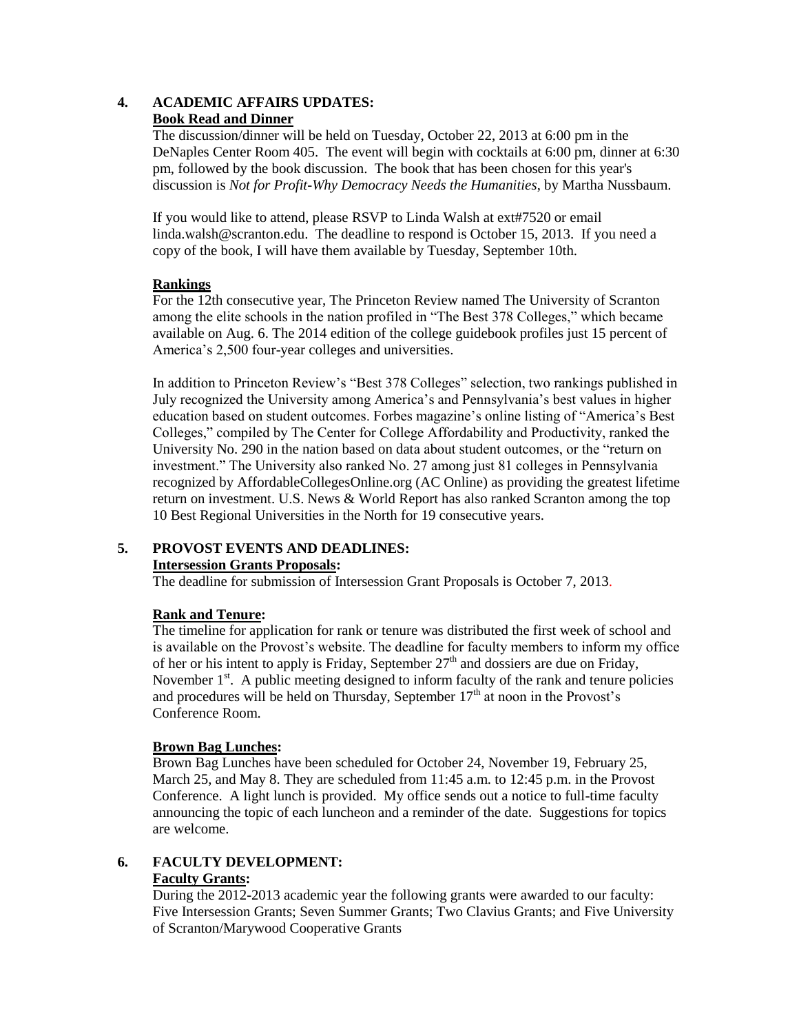## 4. ACADEMIC AFFAIRS UPDATES:

**Book Read and Dinner**

The discussion/dinner will be held on Tuesday, October 22, 2013 at 6:00 pm in the DeNaples Center Room 405. The event will begin with cocktails at 6:00 pm, dinner at 6:30 pm, followed by the book discussion. The book that has been chosen for this year's discussion is *Not for Profit-Why Democracy Needs the Humanities*, by Martha Nussbaum.

If you would like to attend, please RSVP to Linda Walsh at ext#7520 or email linda.walsh@scranton.edu. The deadline to respond is October 15, 2013. If you need a copy of the book, I will have them available by Tuesday, September 10th.

**Rankings**

For the 12th consecutive year, The Princeton Review named The University of Scranton among the elite schools in the nation profiled in "The Best 378 Colleges," which became available on Aug. 6. The 2014 edition of the college guidebook profiles just 15 percent of America's 2,500 four-year colleges and universities.

In addition to Princeton Review's "Best 378 Colleges" selection, two rankings published in July recognized the University among America's and Pennsylvania's best values in higher education based on student outcomes. Forbes magazine's online listing of "America's Best Colleges," compiled by The Center for College Affordability and Productivity, ranked the University No. 290 in the nation based on data about student outcomes, or the "return on investment." The University also ranked No. 27 among just 81 colleges in Pennsylvania recognized by AffordableCollegesOnline.org (AC Online) as providing the greatest lifetime return on investment. U.S. News & World Report has also ranked Scranton among the top 10 Best Regional Universities in the North for 19 consecutive years.

## 5. PROVOST EVENTS AND DEADLINES:

**Intersession Grants Proposals:**

The deadline for submission of Intersession Grant Proposals is October 7, 2013.

**Rank and Tenure:**

The timeline for application for rank or tenure was distributed the first week of school and is available on the Provost's website. The deadline for faculty members to inform my office of her or his intent to apply is Friday, September 27th and dossiers are due on Friday, November 1st. A public meeting designed to inform faculty of the rank and tenure policies and procedures will be held on Thursday, September 17th at noon in the Provost's Conference Room.

**Brown Bag Lunches:**

Brown Bag Lunches have been scheduled for October 24, November 19, February 25, March 25, and May 8. They are scheduled from 11:45 a.m. to 12:45 p.m. in the Provost Conference. A light lunch is provided. My office sends out a notice to full-time faculty announcing the topic of each luncheon and a reminder of the date. Suggestions for topics are welcome.

## 6. FACULTY DEVELOPMENT:

**Faculty Grants:**

During the 2012-2013 academic year the following grants were awarded to our faculty: Five Intersession Grants; Seven Summer Grants; Two Clavius Grants; and Five University of Scranton/Marywood Cooperative Grants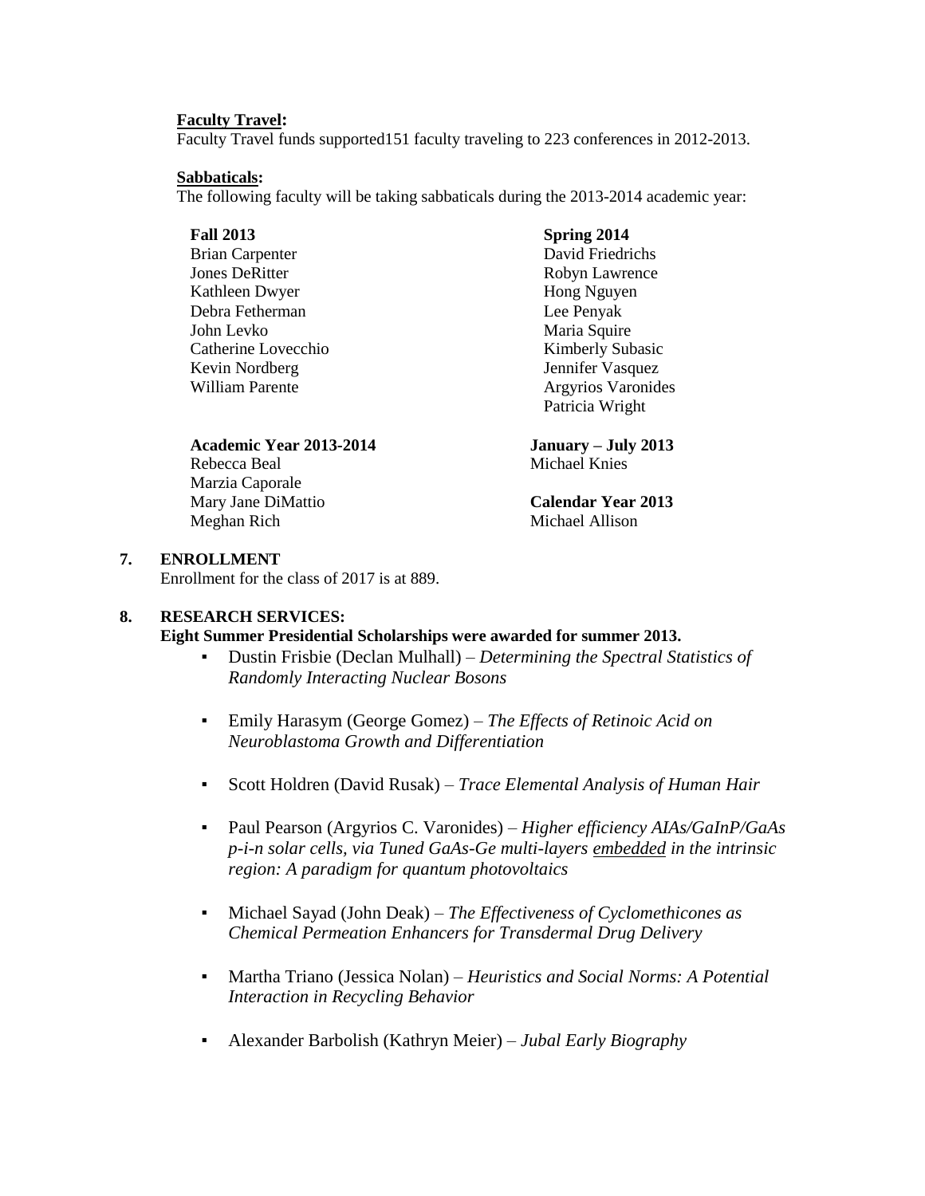**Faculty Travel:**
Faculty Travel funds supported151 faculty traveling to 223 conferences in 2012-2013.

**Sabbaticals:**
The following faculty will be taking sabbaticals during the 2013-2014 academic year:

**Fall 2013**
Brian Carpenter
Jones DeRitter
Kathleen Dwyer
Debra Fetherman
John Levko
Catherine Lovecchio
Kevin Nordberg
William Parente

**Spring 2014**
David Friedrichs
Robyn Lawrence
Hong Nguyen
Lee Penyak
Maria Squire
Kimberly Subasic
Jennifer Vasquez
Argyrios Varonides
Patricia Wright

**Academic Year 2013-2014**
Rebecca Beal
Marzia Caporale
Mary Jane DiMattio
Meghan Rich

**January – July 2013**
Michael Knies

**Calendar Year 2013**
Michael Allison

## 7. ENROLLMENT

Enrollment for the class of 2017 is at 889.

## 8. RESEARCH SERVICES:

**Eight Summer Presidential Scholarships were awarded for summer 2013.**

- Dustin Frisbie (Declan Mulhall) – *Determining the Spectral Statistics of Randomly Interacting Nuclear Bosons*
- Emily Harasym (George Gomez) – *The Effects of Retinoic Acid on Neuroblastoma Growth and Differentiation*
- Scott Holdren (David Rusak) – *Trace Elemental Analysis of Human Hair*
- Paul Pearson (Argyrios C. Varonides) – *Higher efficiency AIAs/GaInP/GaAs p-i-n solar cells, via Tuned GaAs-Ge multi-layers embedded in the intrinsic region: A paradigm for quantum photovoltaics*
- Michael Sayad (John Deak) – *The Effectiveness of Cyclomethicones as Chemical Permeation Enhancers for Transdermal Drug Delivery*
- Martha Triano (Jessica Nolan) – *Heuristics and Social Norms: A Potential Interaction in Recycling Behavior*
- Alexander Barbolish (Kathryn Meier) – *Jubal Early Biography*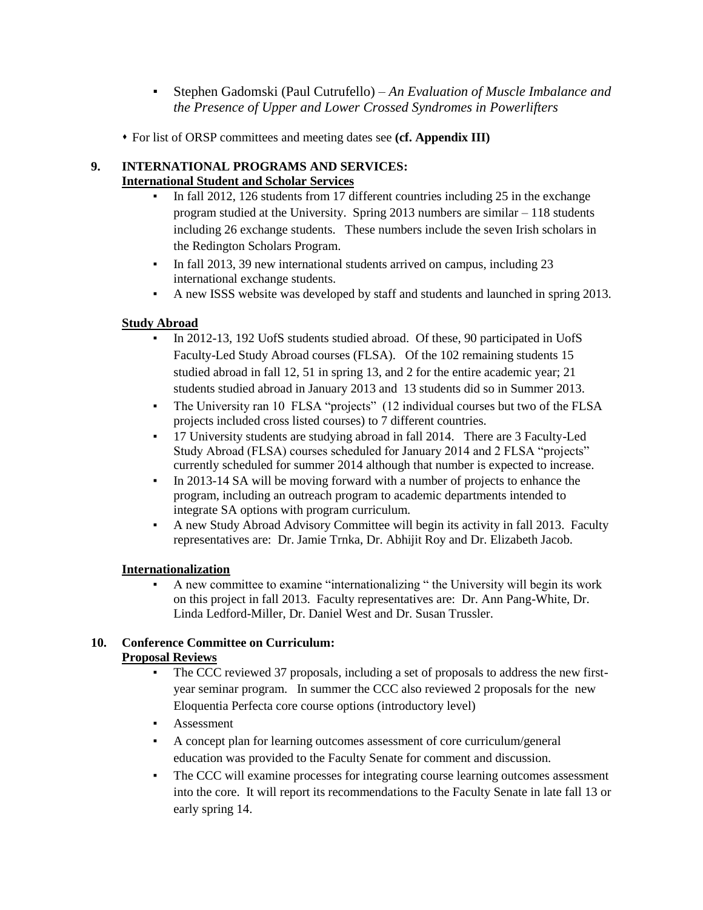- Stephen Gadomski (Paul Cutrufello) – *An Evaluation of Muscle Imbalance and the Presence of Upper and Lower Crossed Syndromes in Powerlifters*

- For list of ORSP committees and meeting dates see **(cf. Appendix III)**

**9. INTERNATIONAL PROGRAMS AND SERVICES:**

**International Student and Scholar Services**

- In fall 2012, 126 students from 17 different countries including 25 in the exchange program studied at the University. Spring 2013 numbers are similar – 118 students including 26 exchange students. These numbers include the seven Irish scholars in the Redington Scholars Program.
- In fall 2013, 39 new international students arrived on campus, including 23 international exchange students.
- A new ISSS website was developed by staff and students and launched in spring 2013.

**Study Abroad**

- In 2012-13, 192 UofS students studied abroad. Of these, 90 participated in UofS Faculty-Led Study Abroad courses (FLSA). Of the 102 remaining students 15 studied abroad in fall 12, 51 in spring 13, and 2 for the entire academic year; 21 students studied abroad in January 2013 and 13 students did so in Summer 2013.
- The University ran 10 FLSA "projects" (12 individual courses but two of the FLSA projects included cross listed courses) to 7 different countries.
- 17 University students are studying abroad in fall 2014. There are 3 Faculty-Led Study Abroad (FLSA) courses scheduled for January 2014 and 2 FLSA "projects" currently scheduled for summer 2014 although that number is expected to increase.
- In 2013-14 SA will be moving forward with a number of projects to enhance the program, including an outreach program to academic departments intended to integrate SA options with program curriculum.
- A new Study Abroad Advisory Committee will begin its activity in fall 2013. Faculty representatives are: Dr. Jamie Trnka, Dr. Abhijit Roy and Dr. Elizabeth Jacob.

**Internationalization**

- A new committee to examine "internationalizing " the University will begin its work on this project in fall 2013. Faculty representatives are: Dr. Ann Pang-White, Dr. Linda Ledford-Miller, Dr. Daniel West and Dr. Susan Trussler.

**10. Conference Committee on Curriculum:**

**Proposal Reviews**

- The CCC reviewed 37 proposals, including a set of proposals to address the new first-year seminar program. In summer the CCC also reviewed 2 proposals for the new Eloquentia Perfecta core course options (introductory level)
- Assessment
- A concept plan for learning outcomes assessment of core curriculum/general education was provided to the Faculty Senate for comment and discussion.
- The CCC will examine processes for integrating course learning outcomes assessment into the core. It will report its recommendations to the Faculty Senate in late fall 13 or early spring 14.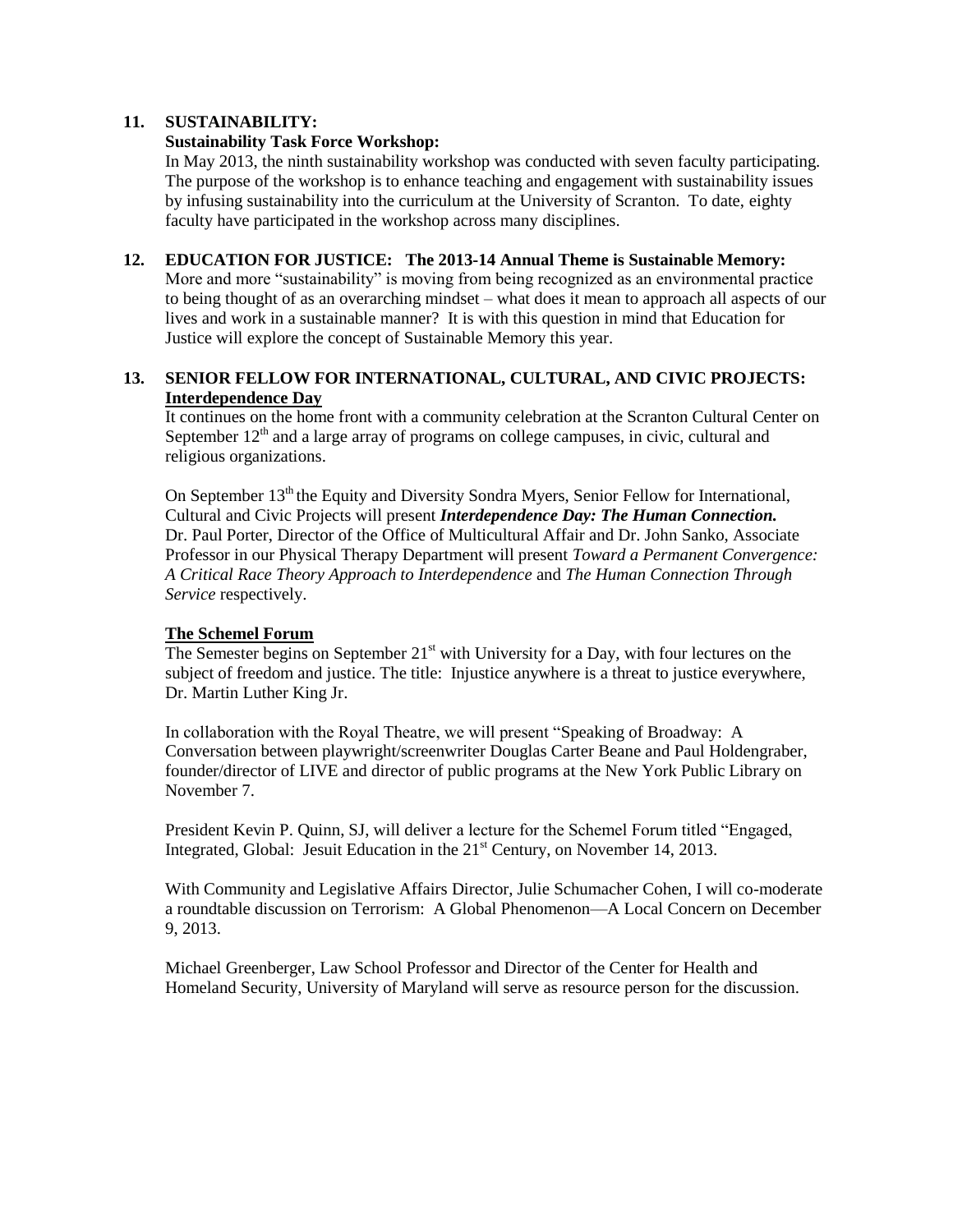## 11. SUSTAINABILITY:

**Sustainability Task Force Workshop:**

In May 2013, the ninth sustainability workshop was conducted with seven faculty participating. The purpose of the workshop is to enhance teaching and engagement with sustainability issues by infusing sustainability into the curriculum at the University of Scranton. To date, eighty faculty have participated in the workshop across many disciplines.

## 12. EDUCATION FOR JUSTICE: The 2013-14 Annual Theme is Sustainable Memory:

More and more "sustainability" is moving from being recognized as an environmental practice to being thought of as an overarching mindset – what does it mean to approach all aspects of our lives and work in a sustainable manner? It is with this question in mind that Education for Justice will explore the concept of Sustainable Memory this year.

## 13. SENIOR FELLOW FOR INTERNATIONAL, CULTURAL, AND CIVIC PROJECTS:

**Interdependence Day**

It continues on the home front with a community celebration at the Scranton Cultural Center on September 12th and a large array of programs on college campuses, in civic, cultural and religious organizations.

On September 13th the Equity and Diversity Sondra Myers, Senior Fellow for International, Cultural and Civic Projects will present ***Interdependence Day: The Human Connection.*** Dr. Paul Porter, Director of the Office of Multicultural Affair and Dr. John Sanko, Associate Professor in our Physical Therapy Department will present *Toward a Permanent Convergence: A Critical Race Theory Approach to Interdependence* and *The Human Connection Through Service* respectively.

**The Schemel Forum**

The Semester begins on September 21st with University for a Day, with four lectures on the subject of freedom and justice. The title: Injustice anywhere is a threat to justice everywhere, Dr. Martin Luther King Jr.

In collaboration with the Royal Theatre, we will present "Speaking of Broadway: A Conversation between playwright/screenwriter Douglas Carter Beane and Paul Holdengraber, founder/director of LIVE and director of public programs at the New York Public Library on November 7.

President Kevin P. Quinn, SJ, will deliver a lecture for the Schemel Forum titled "Engaged, Integrated, Global: Jesuit Education in the 21st Century, on November 14, 2013.

With Community and Legislative Affairs Director, Julie Schumacher Cohen, I will co-moderate a roundtable discussion on Terrorism: A Global Phenomenon—A Local Concern on December 9, 2013.

Michael Greenberger, Law School Professor and Director of the Center for Health and Homeland Security, University of Maryland will serve as resource person for the discussion.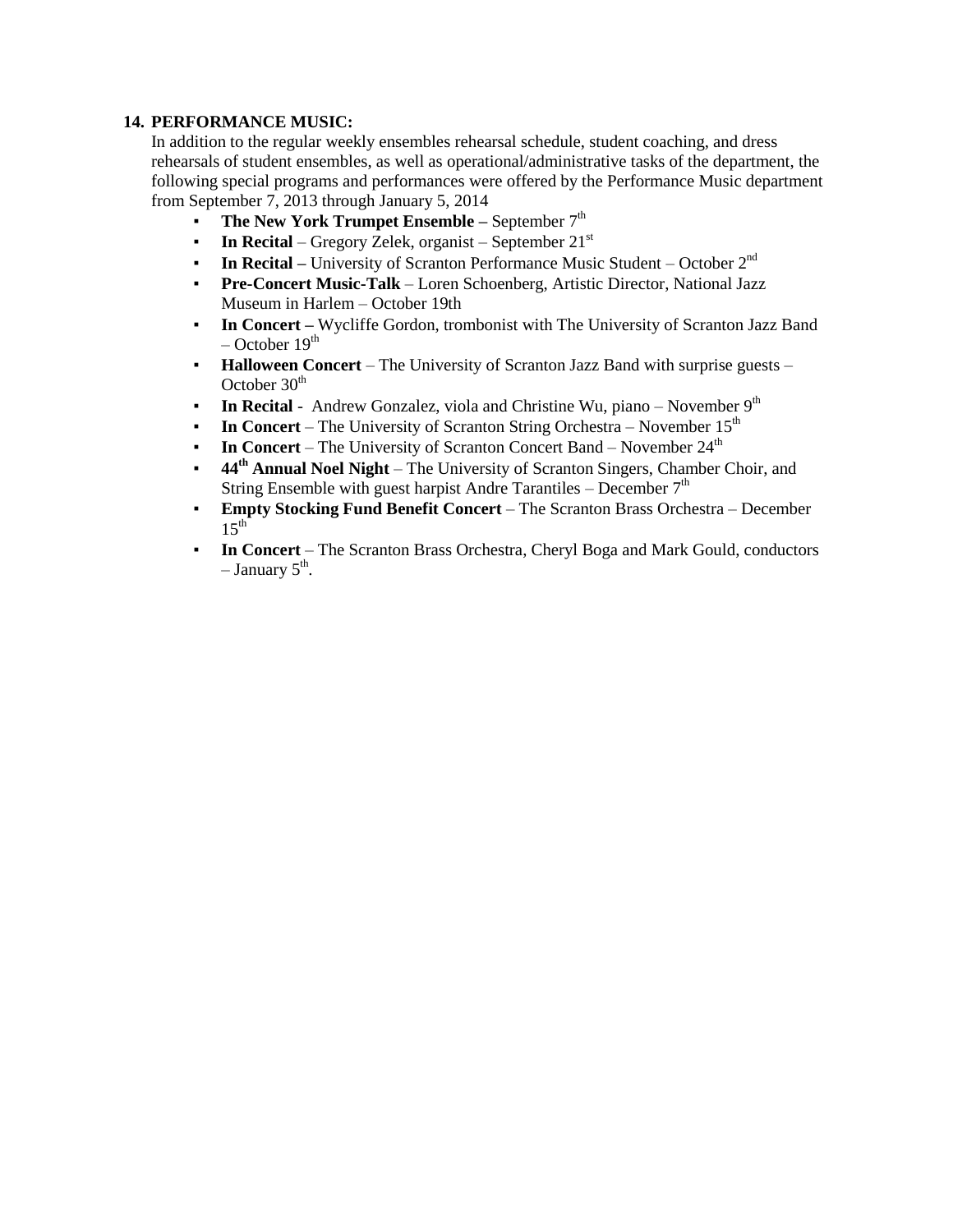**14. PERFORMANCE MUSIC:**

In addition to the regular weekly ensembles rehearsal schedule, student coaching, and dress rehearsals of student ensembles, as well as operational/administrative tasks of the department, the following special programs and performances were offered by the Performance Music department from September 7, 2013 through January 5, 2014

- **The New York Trumpet Ensemble –** September 7th
- **In Recital** – Gregory Zelek, organist – September 21st
- **In Recital –** University of Scranton Performance Music Student – October 2nd
- **Pre-Concert Music-Talk** – Loren Schoenberg, Artistic Director, National Jazz Museum in Harlem – October 19th
- **In Concert –** Wycliffe Gordon, trombonist with The University of Scranton Jazz Band – October 19th
- **Halloween Concert** – The University of Scranton Jazz Band with surprise guests – October 30th
- **In Recital** - Andrew Gonzalez, viola and Christine Wu, piano – November 9th
- **In Concert** – The University of Scranton String Orchestra – November 15th
- **In Concert** – The University of Scranton Concert Band – November 24th
- **44th Annual Noel Night** – The University of Scranton Singers, Chamber Choir, and String Ensemble with guest harpist Andre Tarantiles – December 7th
- **Empty Stocking Fund Benefit Concert** – The Scranton Brass Orchestra – December 15th
- **In Concert** – The Scranton Brass Orchestra, Cheryl Boga and Mark Gould, conductors – January 5th.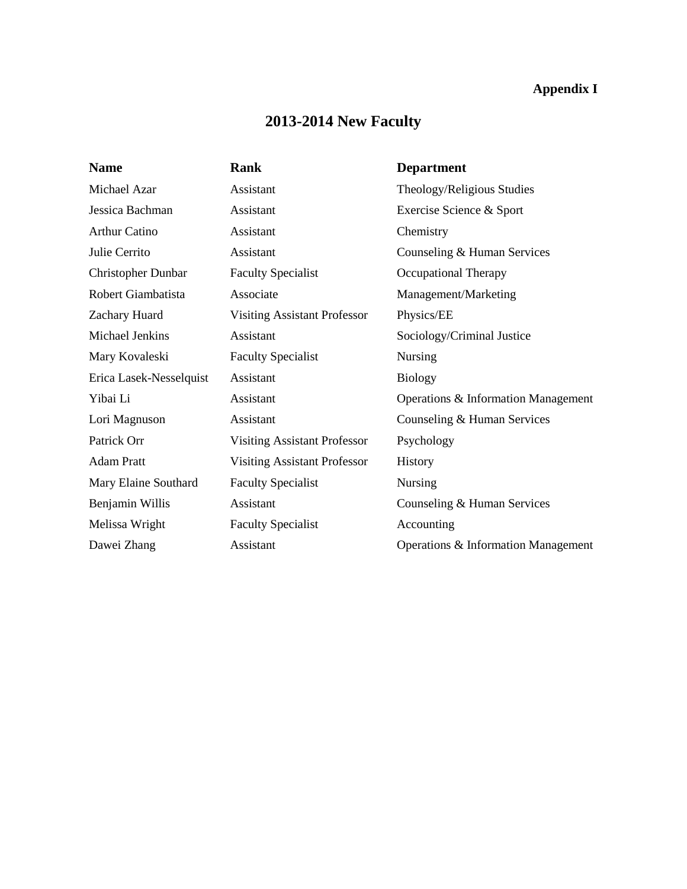**Appendix I**

# 2013-2014 New Faculty

| Name | Rank | Department |
|---|---|---|
| Michael Azar | Assistant | Theology/Religious Studies |
| Jessica Bachman | Assistant | Exercise Science & Sport |
| Arthur Catino | Assistant | Chemistry |
| Julie Cerrito | Assistant | Counseling & Human Services |
| Christopher Dunbar | Faculty Specialist | Occupational Therapy |
| Robert Giambatista | Associate | Management/Marketing |
| Zachary Huard | Visiting Assistant Professor | Physics/EE |
| Michael Jenkins | Assistant | Sociology/Criminal Justice |
| Mary Kovaleski | Faculty Specialist | Nursing |
| Erica Lasek-Nesselquist | Assistant | Biology |
| Yibai Li | Assistant | Operations & Information Management |
| Lori Magnuson | Assistant | Counseling & Human Services |
| Patrick Orr | Visiting Assistant Professor | Psychology |
| Adam Pratt | Visiting Assistant Professor | History |
| Mary Elaine Southard | Faculty Specialist | Nursing |
| Benjamin Willis | Assistant | Counseling & Human Services |
| Melissa Wright | Faculty Specialist | Accounting |
| Dawei Zhang | Assistant | Operations & Information Management |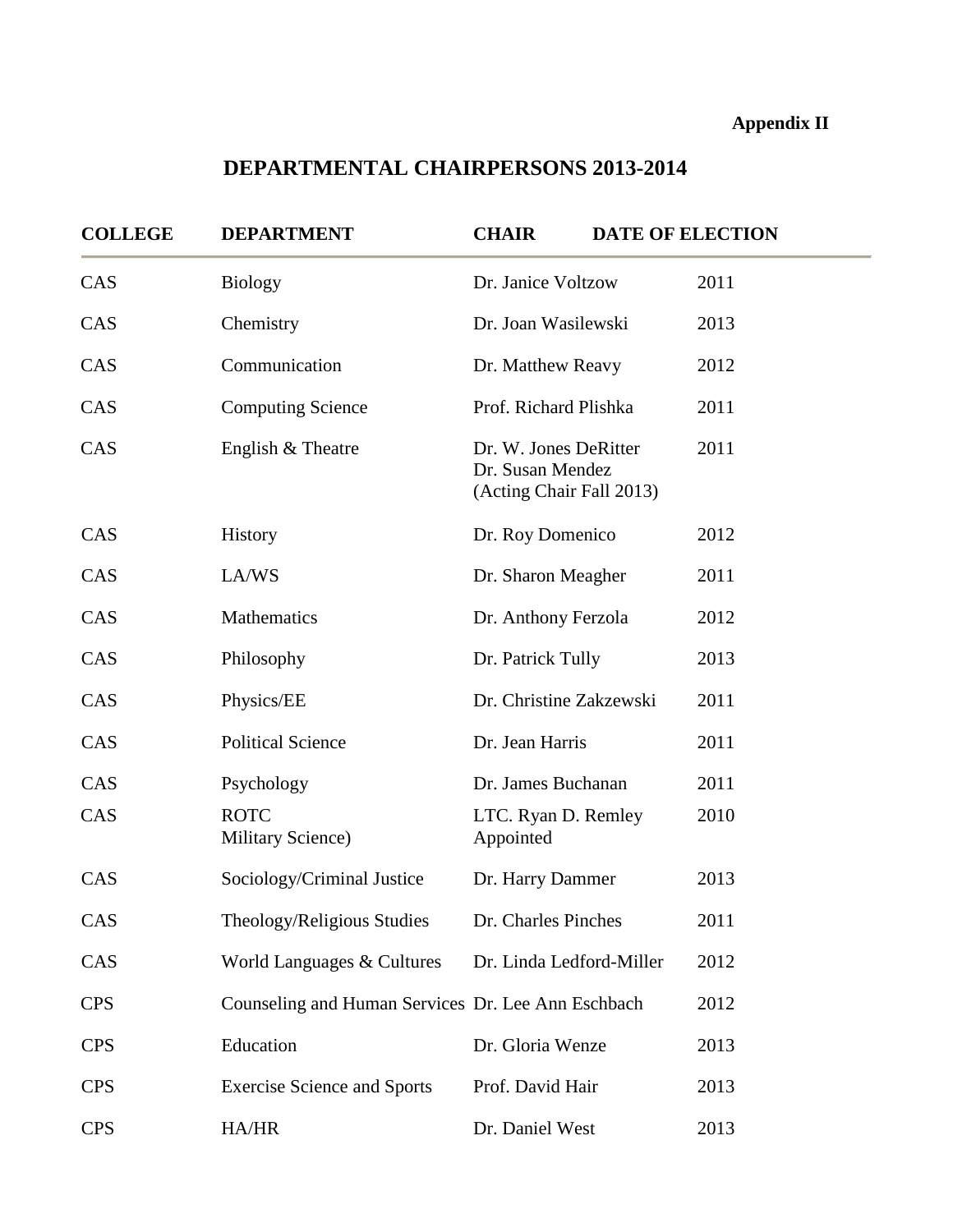**Appendix II**

# DEPARTMENTAL CHAIRPERSONS 2013-2014

| COLLEGE | DEPARTMENT | CHAIR | DATE OF ELECTION |
|---|---|---|---|
| CAS | Biology | Dr. Janice Voltzow | 2011 |
| CAS | Chemistry | Dr. Joan Wasilewski | 2013 |
| CAS | Communication | Dr. Matthew Reavy | 2012 |
| CAS | Computing Science | Prof. Richard Plishka | 2011 |
| CAS | English & Theatre | Dr. W. Jones DeRitter<br>Dr. Susan Mendez<br>(Acting Chair Fall 2013) | 2011 |
| CAS | History | Dr. Roy Domenico | 2012 |
| CAS | LA/WS | Dr. Sharon Meagher | 2011 |
| CAS | Mathematics | Dr. Anthony Ferzola | 2012 |
| CAS | Philosophy | Dr. Patrick Tully | 2013 |
| CAS | Physics/EE | Dr. Christine Zakzewski | 2011 |
| CAS | Political Science | Dr. Jean Harris | 2011 |
| CAS | Psychology | Dr. James Buchanan | 2011 |
| CAS | ROTC<br>Military Science) | LTC. Ryan D. Remley<br>Appointed | 2010 |
| CAS | Sociology/Criminal Justice | Dr. Harry Dammer | 2013 |
| CAS | Theology/Religious Studies | Dr. Charles Pinches | 2011 |
| CAS | World Languages & Cultures | Dr. Linda Ledford-Miller | 2012 |
| CPS | Counseling and Human Services | Dr. Lee Ann Eschbach | 2012 |
| CPS | Education | Dr. Gloria Wenze | 2013 |
| CPS | Exercise Science and Sports | Prof. David Hair | 2013 |
| CPS | HA/HR | Dr. Daniel West | 2013 |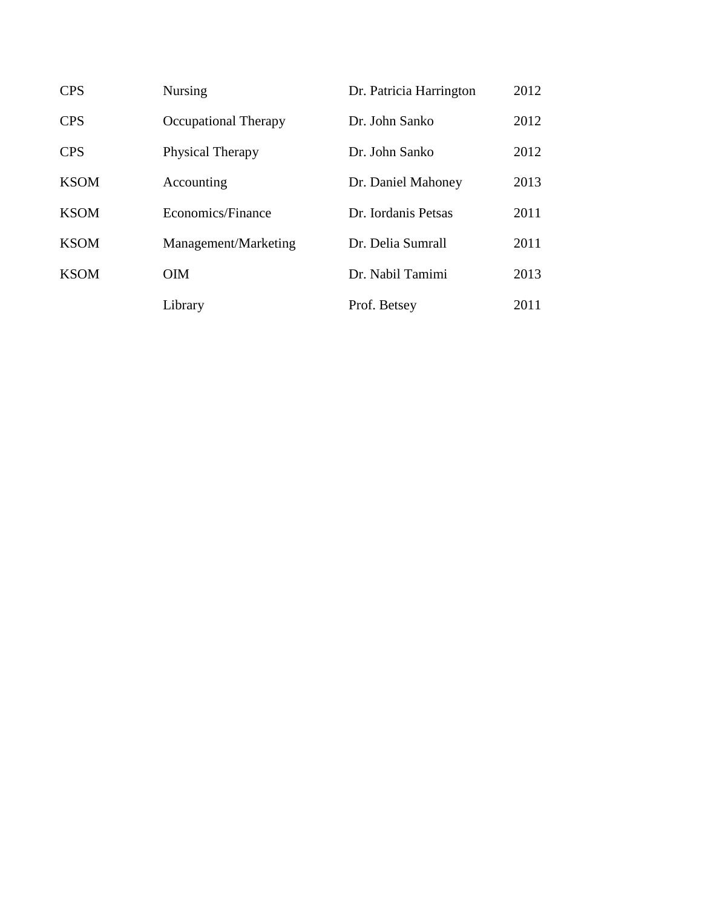| | | | |
|---|---|---|---|
| CPS | Nursing | Dr. Patricia Harrington | 2012 |
| CPS | Occupational Therapy | Dr. John Sanko | 2012 |
| CPS | Physical Therapy | Dr. John Sanko | 2012 |
| KSOM | Accounting | Dr. Daniel Mahoney | 2013 |
| KSOM | Economics/Finance | Dr. Iordanis Petsas | 2011 |
| KSOM | Management/Marketing | Dr. Delia Sumrall | 2011 |
| KSOM | OIM | Dr. Nabil Tamimi | 2013 |
| | Library | Prof. Betsey | 2011 |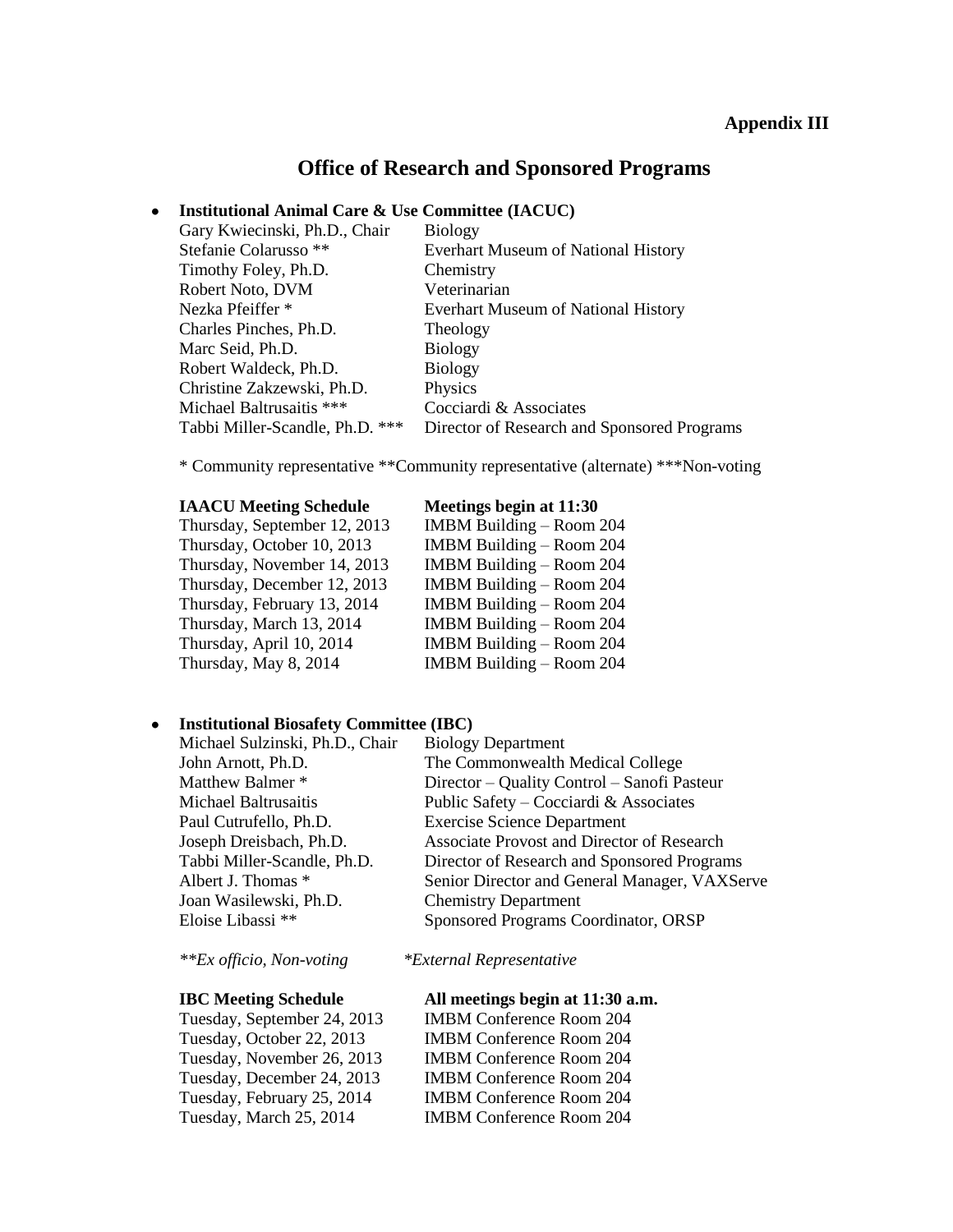**Appendix III**

# Office of Research and Sponsored Programs

- **Institutional Animal Care & Use Committee (IACUC)**

| | |
|---|---|
| Gary Kwiecinski, Ph.D., Chair | Biology |
| Stefanie Colarusso ** | Everhart Museum of National History |
| Timothy Foley, Ph.D. | Chemistry |
| Robert Noto, DVM | Veterinarian |
| Nezka Pfeiffer * | Everhart Museum of National History |
| Charles Pinches, Ph.D. | Theology |
| Marc Seid, Ph.D. | Biology |
| Robert Waldeck, Ph.D. | Biology |
| Christine Zakzewski, Ph.D. | Physics |
| Michael Baltrusaitis *** | Cocciardi & Associates |
| Tabbi Miller-Scandle, Ph.D. *** | Director of Research and Sponsored Programs |

\* Community representative **Community representative (alternate) ***Non-voting

| **IAACU Meeting Schedule** | **Meetings begin at 11:30** |
|---|---|
| Thursday, September 12, 2013 | IMBM Building – Room 204 |
| Thursday, October 10, 2013 | IMBM Building – Room 204 |
| Thursday, November 14, 2013 | IMBM Building – Room 204 |
| Thursday, December 12, 2013 | IMBM Building – Room 204 |
| Thursday, February 13, 2014 | IMBM Building – Room 204 |
| Thursday, March 13, 2014 | IMBM Building – Room 204 |
| Thursday, April 10, 2014 | IMBM Building – Room 204 |
| Thursday, May 8, 2014 | IMBM Building – Room 204 |

- **Institutional Biosafety Committee (IBC)**

| | |
|---|---|
| Michael Sulzinski, Ph.D., Chair | Biology Department |
| John Arnott, Ph.D. | The Commonwealth Medical College |
| Matthew Balmer * | Director – Quality Control – Sanofi Pasteur |
| Michael Baltrusaitis | Public Safety – Cocciardi & Associates |
| Paul Cutrufello, Ph.D. | Exercise Science Department |
| Joseph Dreisbach, Ph.D. | Associate Provost and Director of Research |
| Tabbi Miller-Scandle, Ph.D. | Director of Research and Sponsored Programs |
| Albert J. Thomas * | Senior Director and General Manager, VAXServe |
| Joan Wasilewski, Ph.D. | Chemistry Department |
| Eloise Libassi ** | Sponsored Programs Coordinator, ORSP |

*\*\*Ex officio, Non-voting* *\*External Representative*

| **IBC Meeting Schedule** | **All meetings begin at 11:30 a.m.** |
|---|---|
| Tuesday, September 24, 2013 | IMBM Conference Room 204 |
| Tuesday, October 22, 2013 | IMBM Conference Room 204 |
| Tuesday, November 26, 2013 | IMBM Conference Room 204 |
| Tuesday, December 24, 2013 | IMBM Conference Room 204 |
| Tuesday, February 25, 2014 | IMBM Conference Room 204 |
| Tuesday, March 25, 2014 | IMBM Conference Room 204 |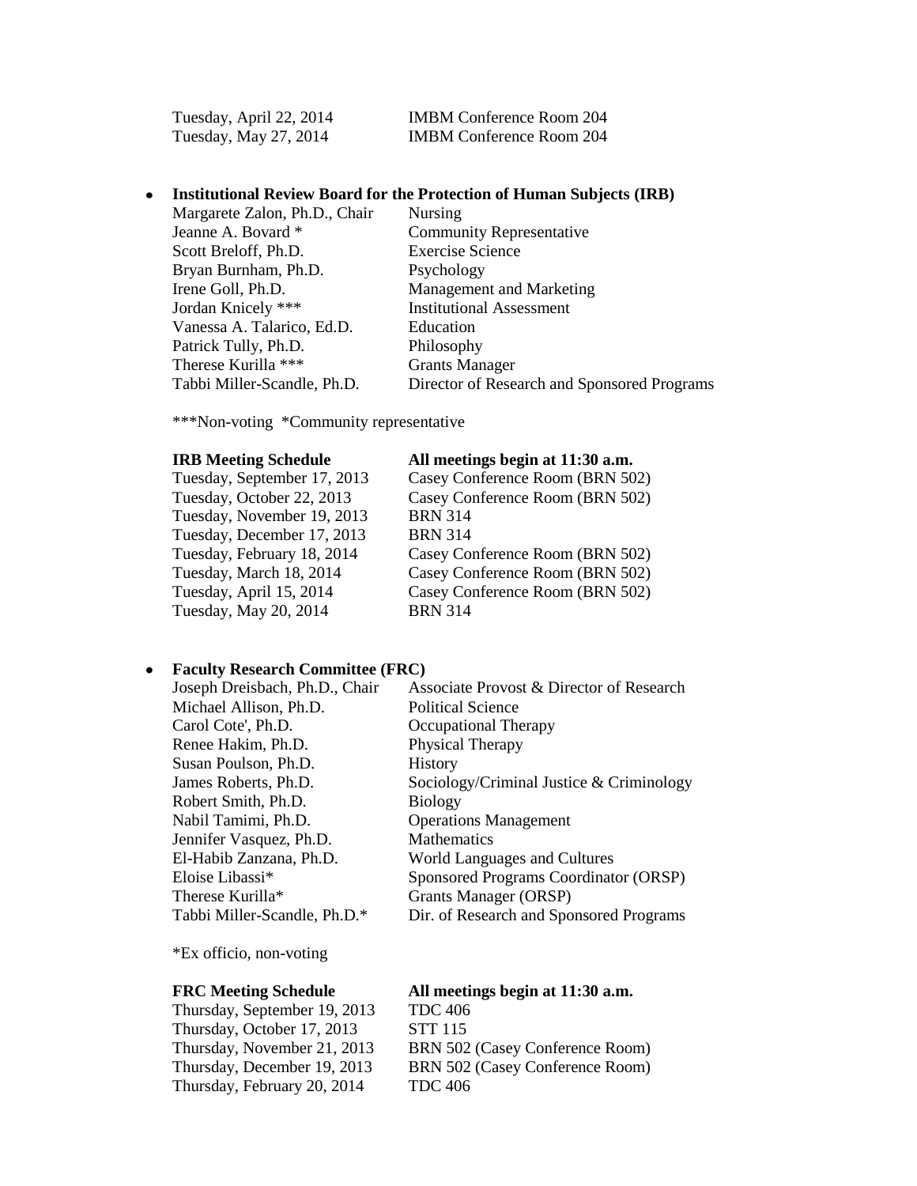| | |
|---|---|
| Tuesday, April 22, 2014 | IMBM Conference Room 204 |
| Tuesday, May 27, 2014 | IMBM Conference Room 204 |

- **Institutional Review Board for the Protection of Human Subjects (IRB)**

| | |
|---|---|
| Margarete Zalon, Ph.D., Chair | Nursing |
| Jeanne A. Bovard * | Community Representative |
| Scott Breloff, Ph.D. | Exercise Science |
| Bryan Burnham, Ph.D. | Psychology |
| Irene Goll, Ph.D. | Management and Marketing |
| Jordan Knicely *** | Institutional Assessment |
| Vanessa A. Talarico, Ed.D. | Education |
| Patrick Tully, Ph.D. | Philosophy |
| Therese Kurilla *** | Grants Manager |
| Tabbi Miller-Scandle, Ph.D. | Director of Research and Sponsored Programs |

***Non-voting *Community representative

| **IRB Meeting Schedule** | **All meetings begin at 11:30 a.m.** |
|---|---|
| Tuesday, September 17, 2013 | Casey Conference Room (BRN 502) |
| Tuesday, October 22, 2013 | Casey Conference Room (BRN 502) |
| Tuesday, November 19, 2013 | BRN 314 |
| Tuesday, December 17, 2013 | BRN 314 |
| Tuesday, February 18, 2014 | Casey Conference Room (BRN 502) |
| Tuesday, March 18, 2014 | Casey Conference Room (BRN 502) |
| Tuesday, April 15, 2014 | Casey Conference Room (BRN 502) |
| Tuesday, May 20, 2014 | BRN 314 |

- **Faculty Research Committee (FRC)**

| | |
|---|---|
| Joseph Dreisbach, Ph.D., Chair | Associate Provost & Director of Research |
| Michael Allison, Ph.D. | Political Science |
| Carol Cote', Ph.D. | Occupational Therapy |
| Renee Hakim, Ph.D. | Physical Therapy |
| Susan Poulson, Ph.D. | History |
| James Roberts, Ph.D. | Sociology/Criminal Justice & Criminology |
| Robert Smith, Ph.D. | Biology |
| Nabil Tamimi, Ph.D. | Operations Management |
| Jennifer Vasquez, Ph.D. | Mathematics |
| El-Habib Zanzana, Ph.D. | World Languages and Cultures |
| Eloise Libassi* | Sponsored Programs Coordinator (ORSP) |
| Therese Kurilla* | Grants Manager (ORSP) |
| Tabbi Miller-Scandle, Ph.D.* | Dir. of Research and Sponsored Programs |

*Ex officio, non-voting

| **FRC Meeting Schedule** | **All meetings begin at 11:30 a.m.** |
|---|---|
| Thursday, September 19, 2013 | TDC 406 |
| Thursday, October 17, 2013 | STT 115 |
| Thursday, November 21, 2013 | BRN 502 (Casey Conference Room) |
| Thursday, December 19, 2013 | BRN 502 (Casey Conference Room) |
| Thursday, February 20, 2014 | TDC 406 |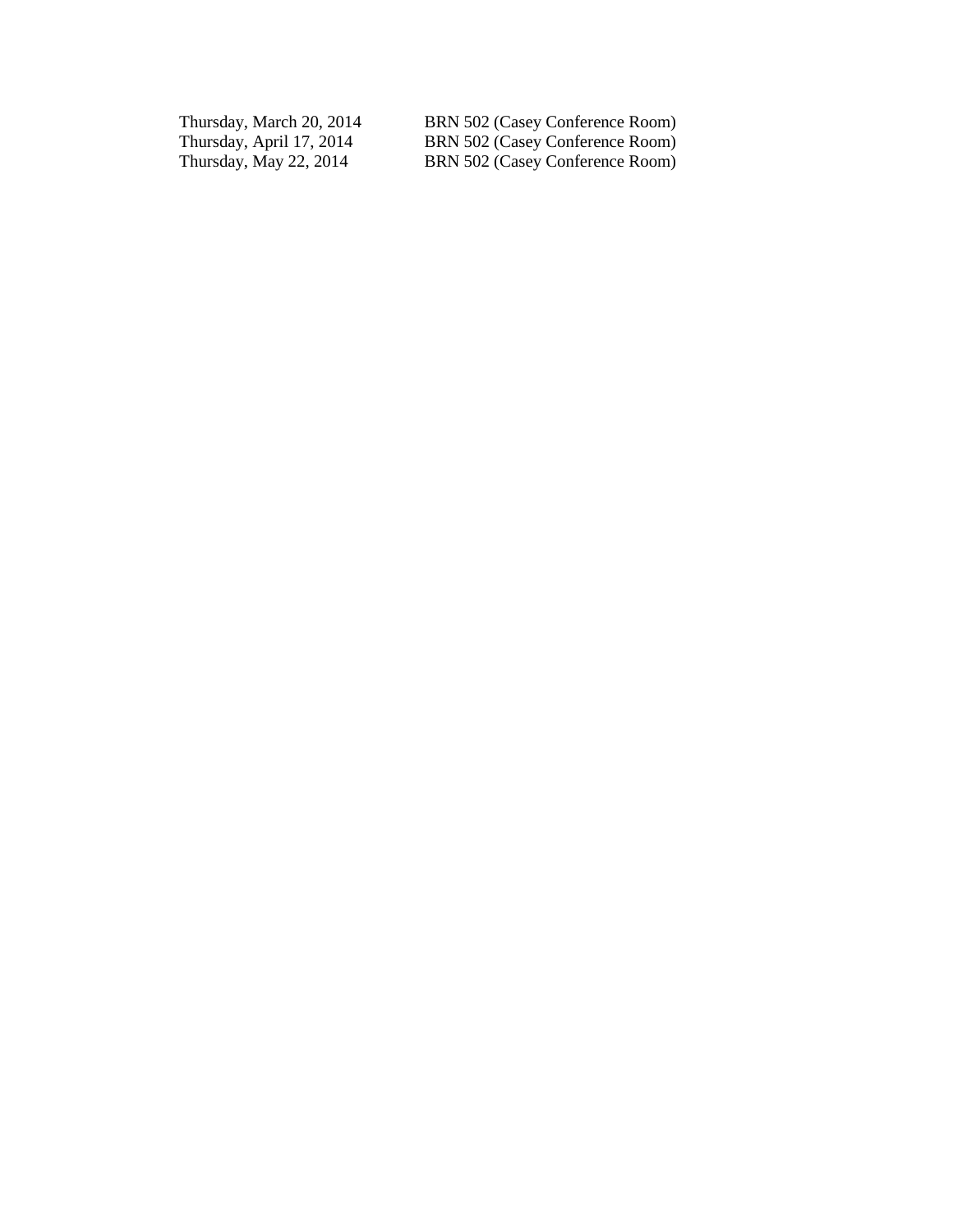| | |
|---|---|
| Thursday, March 20, 2014 | BRN 502 (Casey Conference Room) |
| Thursday, April 17, 2014 | BRN 502 (Casey Conference Room) |
| Thursday, May 22, 2014 | BRN 502 (Casey Conference Room) |